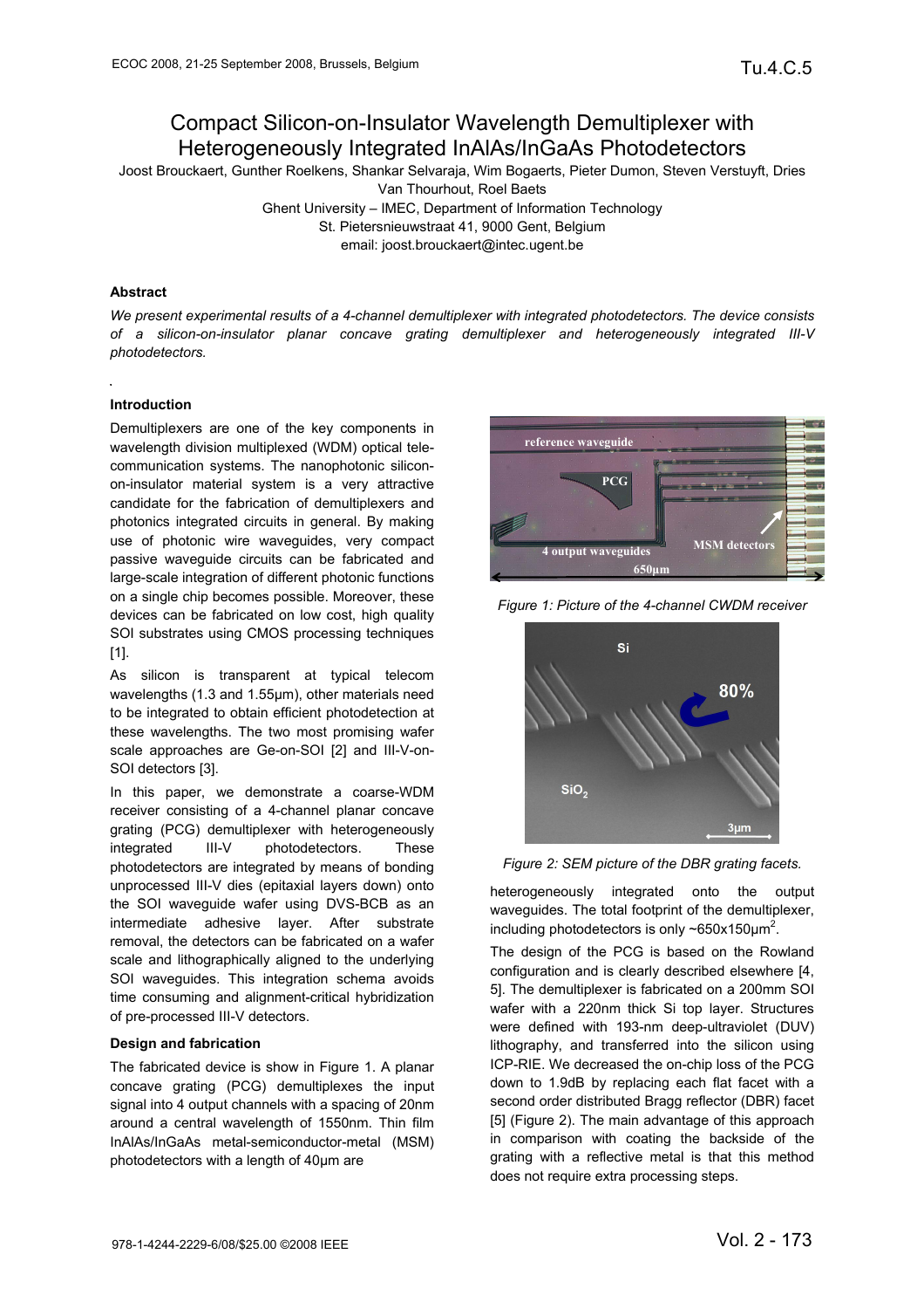# Compact Silicon-on-Insulator Wavelength Demultiplexer with Heterogeneously Integrated InAlAs/InGaAs Photodetectors

Joost Brouckaert, Gunther Roelkens, Shankar Selvaraja, Wim Bogaerts, Pieter Dumon, Steven Verstuyft, Dries Van Thourhout, Roel Baets

Ghent University – IMEC, Department of Information Technology
St. Pietersnieuwstraat 41, 9000 Gent, Belgium
email: joost.brouckaert@intec.ugent.be

### Abstract

*We present experimental results of a 4-channel demultiplexer with integrated photodetectors. The device consists of a silicon-on-insulator planar concave grating demultiplexer and heterogeneously integrated III-V photodetectors.*

### Introduction

Demultiplexers are one of the key components in wavelength division multiplexed (WDM) optical telecommunication systems. The nanophotonic silicon-on-insulator material system is a very attractive candidate for the fabrication of demultiplexers and photonics integrated circuits in general. By making use of photonic wire waveguides, very compact passive waveguide circuits can be fabricated and large-scale integration of different photonic functions on a single chip becomes possible. Moreover, these devices can be fabricated on low cost, high quality SOI substrates using CMOS processing techniques [1].

As silicon is transparent at typical telecom wavelengths (1.3 and 1.55µm), other materials need to be integrated to obtain efficient photodetection at these wavelengths. The two most promising wafer scale approaches are Ge-on-SOI [2] and III-V-on-SOI detectors [3].

In this paper, we demonstrate a coarse-WDM receiver consisting of a 4-channel planar concave grating (PCG) demultiplexer with heterogeneously integrated III-V photodetectors. These photodetectors are integrated by means of bonding unprocessed III-V dies (epitaxial layers down) onto the SOI waveguide wafer using DVS-BCB as an intermediate adhesive layer. After substrate removal, the detectors can be fabricated on a wafer scale and lithographically aligned to the underlying SOI waveguides. This integration schema avoids time consuming and alignment-critical hybridization of pre-processed III-V detectors.

### Design and fabrication

The fabricated device is show in Figure 1. A planar concave grating (PCG) demultiplexes the input signal into 4 output channels with a spacing of 20nm around a central wavelength of 1550nm. Thin film InAlAs/InGaAs metal-semiconductor-metal (MSM) photodetectors with a length of 40µm are heterogeneously integrated onto the output waveguides. The total footprint of the demultiplexer, including photodetectors is only ~650x150µm$^2$.

*Figure 1: Picture of the 4-channel CWDM receiver*

*Figure 2: SEM picture of the DBR grating facets.*

The design of the PCG is based on the Rowland configuration and is clearly described elsewhere [4, 5]. The demultiplexer is fabricated on a 200mm SOI wafer with a 220nm thick Si top layer. Structures were defined with 193-nm deep-ultraviolet (DUV) lithography, and transferred into the silicon using ICP-RIE. We decreased the on-chip loss of the PCG down to 1.9dB by replacing each flat facet with a second order distributed Bragg reflector (DBR) facet [5] (Figure 2). The main advantage of this approach in comparison with coating the backside of the grating with a reflective metal is that this method does not require extra processing steps.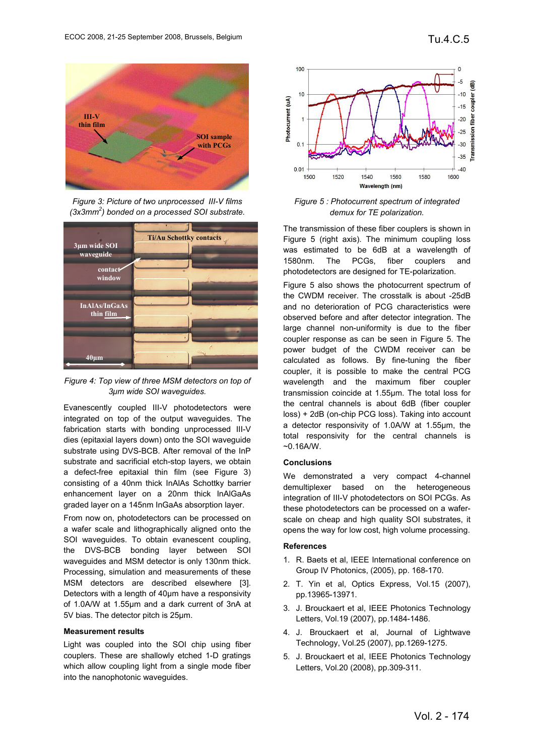III-V thin film

SOI sample with PCGs

*Figure 3: Picture of two unprocessed III-V films ($3x3mm^2$) bonded on a processed SOI substrate.*

3µm wide SOI waveguide

Ti/Au Schottky contacts

contact window

InAlAs/InGaAs thin film

40µm

*Figure 4: Top view of three MSM detectors on top of 3µm wide SOI waveguides.*

Evanescently coupled III-V photodetectors were integrated on top of the output waveguides. The fabrication starts with bonding unprocessed III-V dies (epitaxial layers down) onto the SOI waveguide substrate using DVS-BCB. After removal of the InP substrate and sacrificial etch-stop layers, we obtain a defect-free epitaxial thin film (see Figure 3) consisting of a 40nm thick InAlAs Schottky barrier enhancement layer on a 20nm thick InAlGaAs graded layer on a 145nm InGaAs absorption layer.

From now on, photodetectors can be processed on a wafer scale and lithographically aligned onto the SOI waveguides. To obtain evanescent coupling, the DVS-BCB bonding layer between SOI waveguides and MSM detector is only 130nm thick. Processing, simulation and measurements of these MSM detectors are described elsewhere [3]. Detectors with a length of 40µm have a responsivity of 1.0A/W at 1.55µm and a dark current of 3nA at 5V bias. The detector pitch is 25µm.

### Measurement results

Light was coupled into the SOI chip using fiber couplers. These are shallowly etched 1-D gratings which allow coupling light from a single mode fiber into the nanophotonic waveguides.

Photocurrent (uA)

100
10
1
0.1
0.01

Transmission fiber coupler (dB)

0
-5
-10
-15
-20
-25
-30
-35
-40

1500
1520
1540
1560
1580
1600

Wavelength (nm)

*Figure 5 : Photocurrent spectrum of integrated demux for TE polarization.*

The transmission of these fiber couplers is shown in Figure 5 (right axis). The minimum coupling loss was estimated to be 6dB at a wavelength of 1580nm. The PCGs, fiber couplers and photodetectors are designed for TE-polarization.

Figure 5 also shows the photocurrent spectrum of the CWDM receiver. The crosstalk is about -25dB and no deterioration of PCG characteristics were observed before and after detector integration. The large channel non-uniformity is due to the fiber coupler response as can be seen in Figure 5. The power budget of the CWDM receiver can be calculated as follows. By fine-tuning the fiber coupler, it is possible to make the central PCG wavelength and the maximum fiber coupler transmission coincide at 1.55µm. The total loss for the central channels is about 6dB (fiber coupler loss) + 2dB (on-chip PCG loss). Taking into account a detector responsivity of 1.0A/W at 1.55µm, the total responsivity for the central channels is ~0.16A/W.

### Conclusions

We demonstrated a very compact 4-channel demultiplexer based on the heterogeneous integration of III-V photodetectors on SOI PCGs. As these photodetectors can be processed on a wafer-scale on cheap and high quality SOI substrates, it opens the way for low cost, high volume processing.

### References

1. R. Baets et al, IEEE International conference on Group IV Photonics, (2005), pp. 168-170.
2. T. Yin et al, Optics Express, Vol.15 (2007), pp.13965-13971.
3. J. Brouckaert et al, IEEE Photonics Technology Letters, Vol.19 (2007), pp.1484-1486.
4. J. Brouckaert et al, Journal of Lightwave Technology, Vol.25 (2007), pp.1269-1275.
5. J. Brouckaert et al, IEEE Photonics Technology Letters, Vol.20 (2008), pp.309-311.